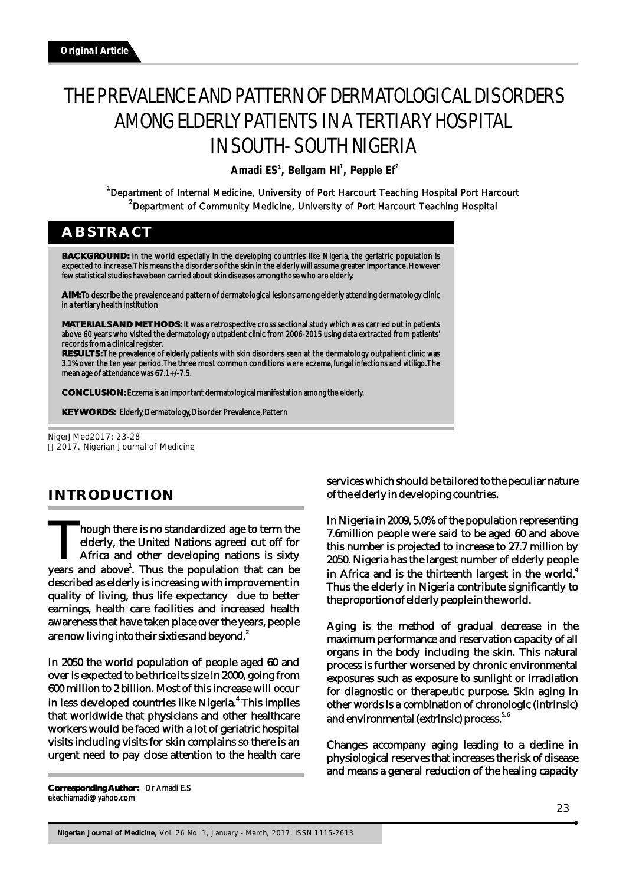Original Article

# THE PREVALENCE AND PATTERN OF DERMATOLOGICAL DISORDERS AMONG ELDERLY PATIENTS IN A TERTIARY HOSPITAL IN SOUTH-SOUTH NIGERIA

**Amadi ES[1], Bellgam HI[1], Pepple Ef[2]**

[1]Department of Internal Medicine, University of Port Harcourt Teaching Hospital Port Harcourt
[2]Department of Community Medicine, University of Port Harcourt Teaching Hospital

## ABSTRACT

**BACKGROUND:** In the world especially in the developing countries like Nigeria, the geriatric population is expected to increase.This means the disorders of the skin in the elderly will assume greater importance. However few statistical studies have been carried about skin diseases among those who are elderly.

**AIM:** To describe the prevalence and pattern of dermatological lesions among elderly attending dermatology clinic in a tertiary health institution

**MATERIALS AND METHODS:** It was a retrospective cross sectional study which was carried out in patients above 60 years who visited the dermatology outpatient clinic from 2006-2015 using data extracted from patients' records from a clinical register.

**RESULTS:** The prevalence of elderly patients with skin disorders seen at the dermatology outpatient clinic was 3.1% over the ten year period.The three most common conditions were eczema, fungal infections and vitiligo.The mean age of attendance was 67.1+/-7.5.

**CONCLUSION:** Eczema is an important dermatological manifestation among the elderly.

**KEYWORDS:** Elderly, Dermatology, Disorder Prevalence, Pattern

NigerJMed2017: 23-28
© 2017. Nigerian Journal of Medicine

## INTRODUCTION

Though there is no standardized age to term the elderly, the United Nations agreed cut off for Africa and other developing nations is sixty years and above[1]. Thus the population that can be described as elderly is increasing with improvement in quality of living, thus life expectancy due to better earnings, health care facilities and increased health awareness that have taken place over the years, people are now living into their sixties and beyond.[2]

In 2050 the world population of people aged 60 and over is expected to be thrice its size in 2000, going from 600 million to 2 billion. Most of this increase will occur in less developed countries like Nigeria.[4] This implies that worldwide that physicians and other healthcare workers would be faced with a lot of geriatric hospital visits including visits for skin complains so there is an urgent need to pay close attention to the health care services which should be tailored to the peculiar nature of the elderly in developing countries.

In Nigeria in 2009, 5.0% of the population representing 7.6million people were said to be aged 60 and above this number is projected to increase to 27.7 million by 2050. Nigeria has the largest number of elderly people in Africa and is the thirteenth largest in the world.[4] Thus the elderly in Nigeria contribute significantly to the proportion of elderly people in the world.

Aging is the method of gradual decrease in the maximum performance and reservation capacity of all organs in the body including the skin. This natural process is further worsened by chronic environmental exposures such as exposure to sunlight or irradiation for diagnostic or therapeutic purpose. Skin aging in other words is a combination of chronologic (intrinsic) and environmental (extrinsic) process.[5,6]

Changes accompany aging leading to a decline in physiological reserves that increases the risk of disease and means a general reduction of the healing capacity

**Corresponding Author:** Dr Amadi E.S
ekechiamadi@yahoo.com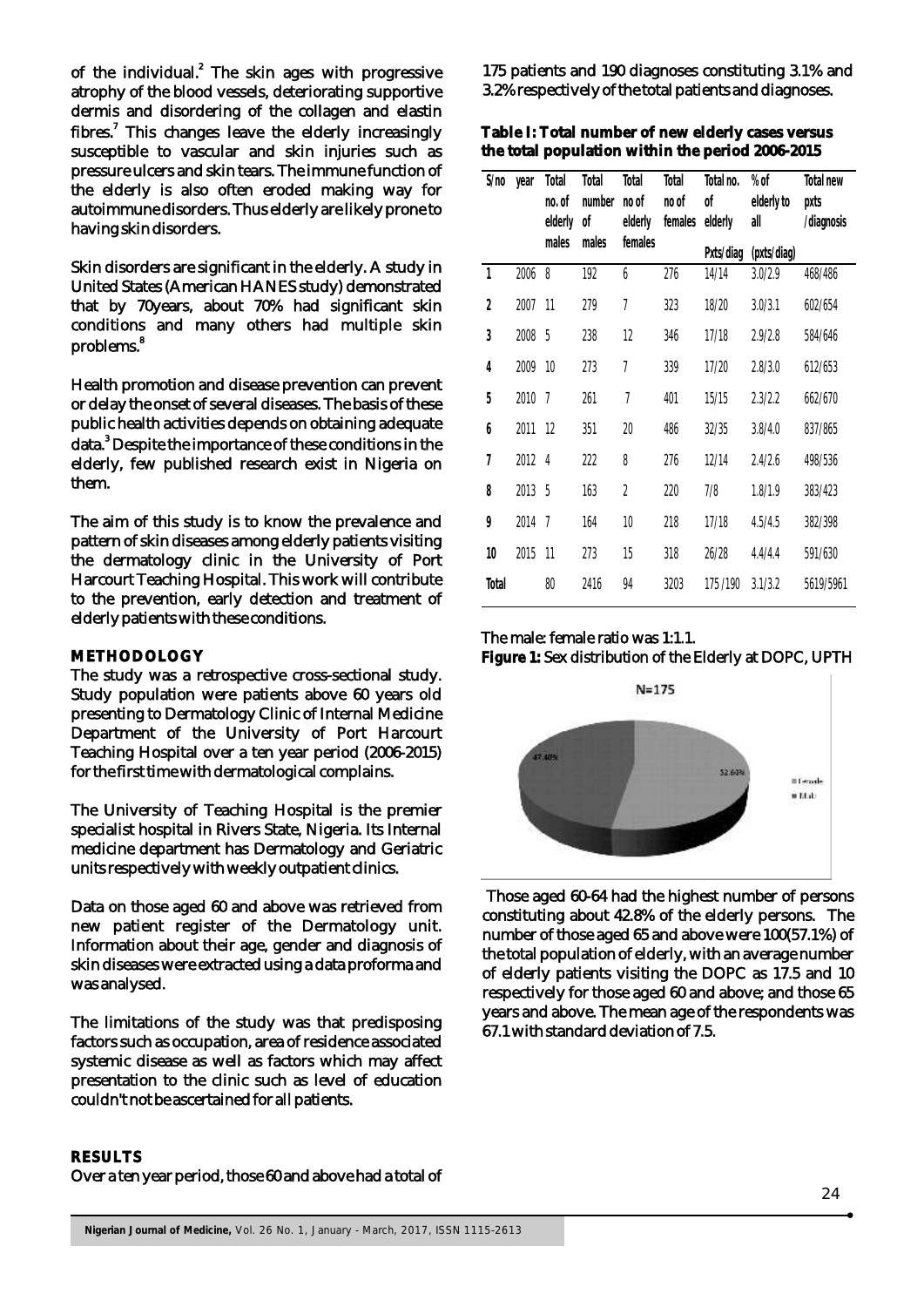of the individual.[2] The skin ages with progressive atrophy of the blood vessels, deteriorating supportive dermis and disordering of the collagen and elastin fibres.[7] This changes leave the elderly increasingly susceptible to vascular and skin injuries such as pressure ulcers and skin tears. The immune function of the elderly is also often eroded making way for autoimmune disorders. Thus elderly are likely prone to having skin disorders.

Skin disorders are significant in the elderly. A study in United States (American HANES study) demonstrated that by 70years, about 70% had significant skin conditions and many others had multiple skin problems.[8]

Health promotion and disease prevention can prevent or delay the onset of several diseases. The basis of these public health activities depends on obtaining adequate data.[3] Despite the importance of these conditions in the elderly, few published research exist in Nigeria on them.

The aim of this study is to know the prevalence and pattern of skin diseases among elderly patients visiting the dermatology clinic in the University of Port Harcourt Teaching Hospital. This work will contribute to the prevention, early detection and treatment of elderly patients with these conditions.

## METHODOLOGY

The study was a retrospective cross-sectional study. Study population were patients above 60 years old presenting to Dermatology Clinic of Internal Medicine Department of the University of Port Harcourt Teaching Hospital over a ten year period (2006-2015) for the first time with dermatological complains.

The University of Teaching Hospital is the premier specialist hospital in Rivers State, Nigeria. Its Internal medicine department has Dermatology and Geriatric units respectively with weekly outpatient clinics.

Data on those aged 60 and above was retrieved from new patient register of the Dermatology unit. Information about their age, gender and diagnosis of skin diseases were extracted using a data proforma and was analysed.

The limitations of the study was that predisposing factors such as occupation, area of residence associated systemic disease as well as factors which may affect presentation to the clinic such as level of education couldn't not be ascertained for all patients.

## RESULTS

Over a ten year period, those 60 and above had a total of 175 patients and 190 diagnoses constituting 3.1% and 3.2% respectively of the total patients and diagnoses.

**Table I: Total number of new elderly cases versus the total population within the period 2006-2015**

| S/no | year | Total no. of elderly males | Total number of males | Total no of elderly females | Total no of females | Total no. of elderly Pxts/diag | % of elderly to all (pxts/diag) | Total new pxts /diagnosis |
|---|---|---|---|---|---|---|---|---|
| 1 | 2006 | 8 | 192 | 6 | 276 | 14/14 | 3.0/2.9 | 468/486 |
| 2 | 2007 | 11 | 279 | 7 | 323 | 18/20 | 3.0/3.1 | 602/654 |
| 3 | 2008 | 5 | 238 | 12 | 346 | 17/18 | 2.9/2.8 | 584/646 |
| 4 | 2009 | 10 | 273 | 7 | 339 | 17/20 | 2.8/3.0 | 612/653 |
| 5 | 2010 | 7 | 261 | 7 | 401 | 15/15 | 2.3/2.2 | 662/670 |
| 6 | 2011 | 12 | 351 | 20 | 486 | 32/35 | 3.8/4.0 | 837/865 |
| 7 | 2012 | 4 | 222 | 8 | 276 | 12/14 | 2.4/2.6 | 498/536 |
| 8 | 2013 | 5 | 163 | 2 | 220 | 7/8 | 1.8/1.9 | 383/423 |
| 9 | 2014 | 7 | 164 | 10 | 218 | 17/18 | 4.5/4.5 | 382/398 |
| 10 | 2015 | 11 | 273 | 15 | 318 | 26/28 | 4.4/4.4 | 591/630 |
| Total | | 80 | 2416 | 94 | 3203 | 175 /190 | 3.1/3.2 | 5619/5961 |

The male: female ratio was 1:1.1.

**Figure 1:** Sex distribution of the Elderly at DOPC, UPTH

Those aged 60-64 had the highest number of persons constituting about 42.8% of the elderly persons. The number of those aged 65 and above were 100(57.1%) of the total population of elderly, with an average number of elderly patients visiting the DOPC as 17.5 and 10 respectively for those aged 60 and above; and those 65 years and above. The mean age of the respondents was 67.1 with standard deviation of 7.5.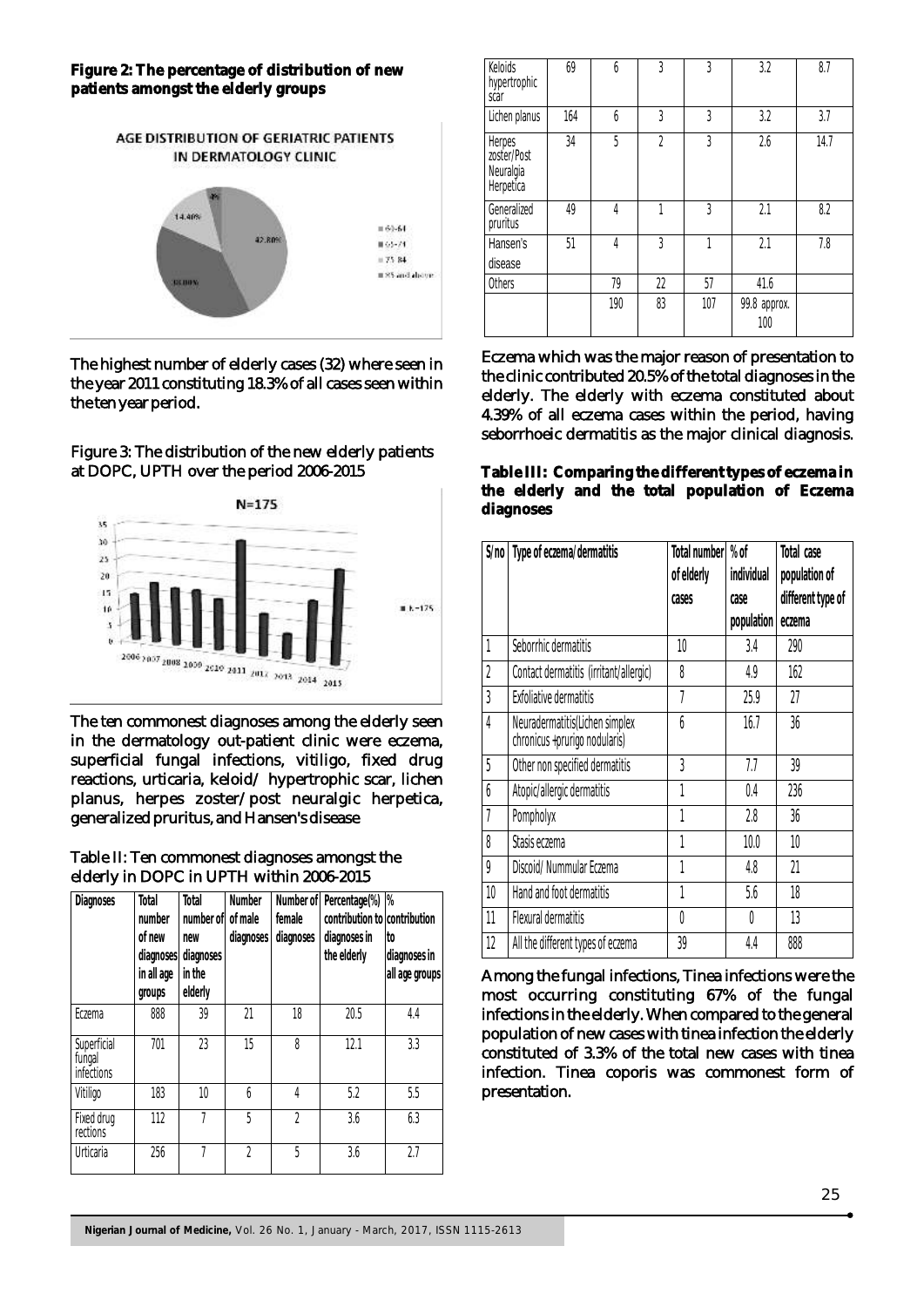**Figure 2: The percentage of distribution of new patients amongst the elderly groups**

The highest number of elderly cases (32) where seen in the year 2011 constituting 18.3% of all cases seen within the ten year period.

Figure 3: The distribution of the new elderly patients at DOPC, UPTH over the period 2006-2015

The ten commonest diagnoses among the elderly seen in the dermatology out-patient clinic were eczema, superficial fungal infections, vitiligo, fixed drug reactions, urticaria, keloid/ hypertrophic scar, lichen planus, herpes zoster/post neuralgic herpetica, generalized pruritus, and Hansen's disease

Table II: Ten commonest diagnoses amongst the elderly in DOPC in UPTH within 2006-2015

| Diagnoses | Total number of new diagnoses in all age groups | Total number of new diagnoses in the elderly | Number of male diagnoses | Number of female diagnoses | Percentage(%) contribution to diagnoses in the elderly | % contribution to diagnoses in all age groups |
|---|---|---|---|---|---|---|
| Eczema | 888 | 39 | 21 | 18 | 20.5 | 4.4 |
| Superficial fungal infections | 701 | 23 | 15 | 8 | 12.1 | 3.3 |
| Vitiligo | 183 | 10 | 6 | 4 | 5.2 | 5.5 |
| Fixed drug rections | 112 | 7 | 5 | 2 | 3.6 | 6.3 |
| Urticaria | 256 | 7 | 2 | 5 | 3.6 | 2.7 |
| Keloids hypertrophic scar | 69 | 6 | 3 | 3 | 3.2 | 8.7 |
| Lichen planus | 164 | 6 | 3 | 3 | 3.2 | 3.7 |
| Herpes zoster/Post Neuralgia Herpetica | 34 | 5 | 2 | 3 | 2.6 | 14.7 |
| Generalized pruritus | 49 | 4 | 1 | 3 | 2.1 | 8.2 |
| Hansen's disease | 51 | 4 | 3 | 1 | 2.1 | 7.8 |
| Others | | 79 | 22 | 57 | 41.6 | |
| | | 190 | 83 | 107 | 99.8 approx. 100 | |

Eczema which was the major reason of presentation to the clinic contributed 20.5% of the total diagnoses in the elderly. The elderly with eczema constituted about 4.39% of all eczema cases within the period, having seborrhoeic dermatitis as the major clinical diagnosis.

**Table III: Comparing the different types of eczema in the elderly and the total population of Eczema diagnoses**

| S/no | Type of eczema/dermatitis | Total number of elderly cases | % of individual case population | Total case population of different type of eczema |
|---|---|---|---|---|
| 1 | Seborrhic dermatitis | 10 | 3.4 | 290 |
| 2 | Contact dermatitis (irritant/allergic) | 8 | 4.9 | 162 |
| 3 | Exfoliative dermatitis | 7 | 25.9 | 27 |
| 4 | Neuradermatitis(Lichen simplex chronicus +prurigo nodularis) | 6 | 16.7 | 36 |
| 5 | Other non specified dermatitis | 3 | 7.7 | 39 |
| 6 | Atopic/allergic dermatitis | 1 | 0.4 | 236 |
| 7 | Pompholyx | 1 | 2.8 | 36 |
| 8 | Stasis eczema | 1 | 10.0 | 10 |
| 9 | Discoid/ Nummular Eczema | 1 | 4.8 | 21 |
| 10 | Hand and foot dermatitis | 1 | 5.6 | 18 |
| 11 | Flexural dermatitis | 0 | 0 | 13 |
| 12 | All the different types of eczema | 39 | 4.4 | 888 |

Among the fungal infections, Tinea infections were the most occurring constituting 67% of the fungal infections in the elderly. When compared to the general population of new cases with tinea infection the elderly constituted of 3.3% of the total new cases with tinea infection. Tinea coporis was commonest form of presentation.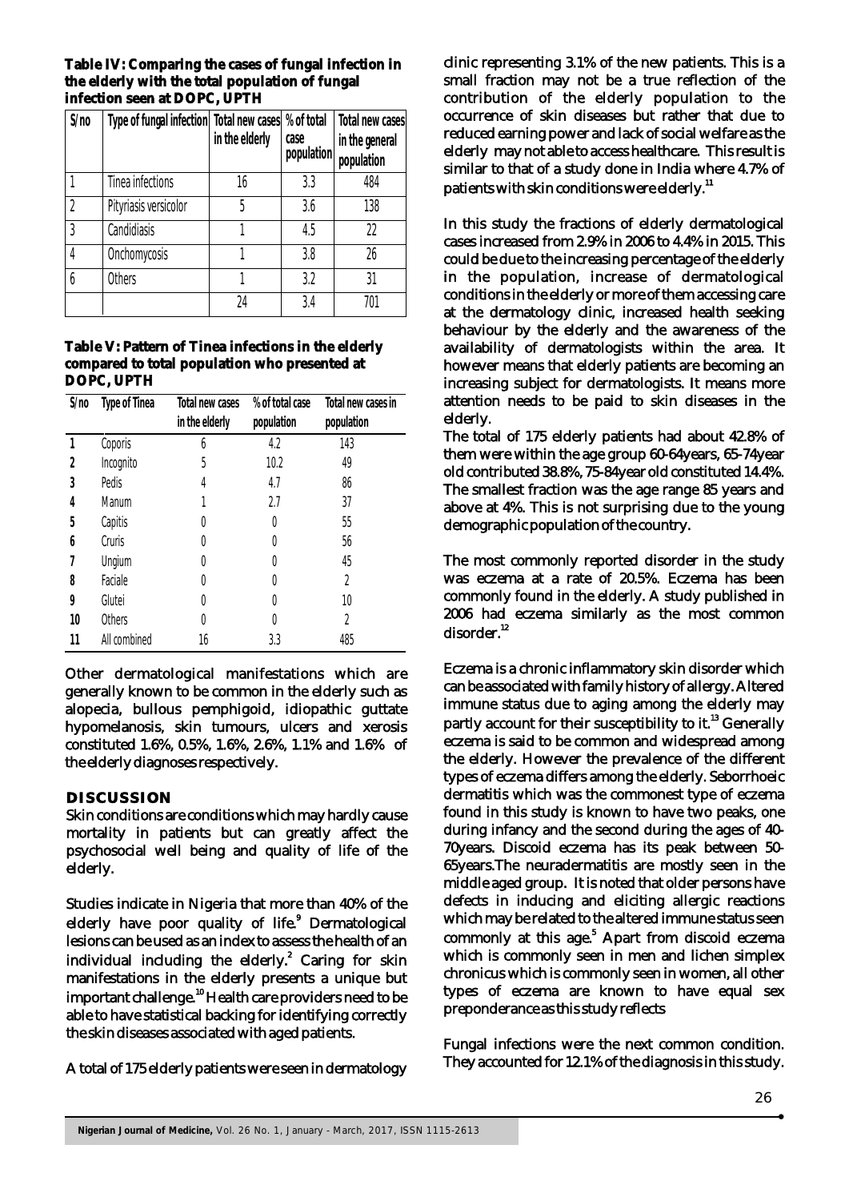**Table IV: Comparing the cases of fungal infection in the elderly with the total population of fungal infection seen at DOPC, UPTH**

| S/no | Type of fungal infection | Total new cases in the elderly | % of total case population | Total new cases in the general population |
|---|---|---|---|---|
| 1 | Tinea infections | 16 | 3.3 | 484 |
| 2 | Pityriasis versicolor | 5 | 3.6 | 138 |
| 3 | Candidiasis | 1 | 4.5 | 22 |
| 4 | Onchomycosis | 1 | 3.8 | 26 |
| 6 | Others | 1 | 3.2 | 31 |
| | | 24 | 3.4 | 701 |

**Table V: Pattern of Tinea infections in the elderly compared to total population who presented at DOPC, UPTH**

| S/no | Type of Tinea | Total new cases in the elderly | % of total case population | Total new cases in population |
|---|---|---|---|---|
| 1 | Coporis | 6 | 4.2 | 143 |
| 2 | Incognito | 5 | 10.2 | 49 |
| 3 | Pedis | 4 | 4.7 | 86 |
| 4 | Manum | 1 | 2.7 | 37 |
| 5 | Capitis | 0 | 0 | 55 |
| 6 | Cruris | 0 | 0 | 56 |
| 7 | Ungium | 0 | 0 | 45 |
| 8 | Faciale | 0 | 0 | 2 |
| 9 | Glutei | 0 | 0 | 10 |
| 10 | Others | 0 | 0 | 2 |
| 11 | All combined | 16 | 3.3 | 485 |

Other dermatological manifestations which are generally known to be common in the elderly such as alopecia, bullous pemphigoid, idiopathic guttate hypomelanosis, skin tumours, ulcers and xerosis constituted 1.6%, 0.5%, 1.6%, 2.6%, 1.1% and 1.6% of the elderly diagnoses respectively.

## DISCUSSION

Skin conditions are conditions which may hardly cause mortality in patients but can greatly affect the psychosocial well being and quality of life of the elderly.

Studies indicate in Nigeria that more than 40% of the elderly have poor quality of life.[9] Dermatological lesions can be used as an index to assess the health of an individual including the elderly.[2] Caring for skin manifestations in the elderly presents a unique but important challenge.[10] Health care providers need to be able to have statistical backing for identifying correctly the skin diseases associated with aged patients.

A total of 175 elderly patients were seen in dermatology clinic representing 3.1% of the new patients. This is a small fraction may not be a true reflection of the contribution of the elderly population to the occurrence of skin diseases but rather that due to reduced earning power and lack of social welfare as the elderly may not able to access healthcare. This result is similar to that of a study done in India where 4.7% of patients with skin conditions were elderly.[11]

In this study the fractions of elderly dermatological cases increased from 2.9% in 2006 to 4.4% in 2015. This could be due to the increasing percentage of the elderly in the population, increase of dermatological conditions in the elderly or more of them accessing care at the dermatology clinic, increased health seeking behaviour by the elderly and the awareness of the availability of dermatologists within the area. It however means that elderly patients are becoming an increasing subject for dermatologists. It means more attention needs to be paid to skin diseases in the elderly.

The total of 175 elderly patients had about 42.8% of them were within the age group 60-64years, 65-74year old contributed 38.8%, 75-84year old constituted 14.4%. The smallest fraction was the age range 85 years and above at 4%. This is not surprising due to the young demographic population of the country.

The most commonly reported disorder in the study was eczema at a rate of 20.5%. Eczema has been commonly found in the elderly. A study published in 2006 had eczema similarly as the most common disorder.[12]

Eczema is a chronic inflammatory skin disorder which can be associated with family history of allergy. Altered immune status due to aging among the elderly may partly account for their susceptibility to it.[13] Generally eczema is said to be common and widespread among the elderly. However the prevalence of the different types of eczema differs among the elderly. Seborrhoeic dermatitis which was the commonest type of eczema found in this study is known to have two peaks, one during infancy and the second during the ages of 40-70years. Discoid eczema has its peak between 50-65years. The neuradermatitis are mostly seen in the middle aged group. It is noted that older persons have defects in inducing and eliciting allergic reactions which may be related to the altered immune status seen commonly at this age.[5] Apart from discoid eczema which is commonly seen in men and lichen simplex chronicus which is commonly seen in women, all other types of eczema are known to have equal sex preponderance as this study reflects

Fungal infections were the next common condition. They accounted for 12.1% of the diagnosis in this study.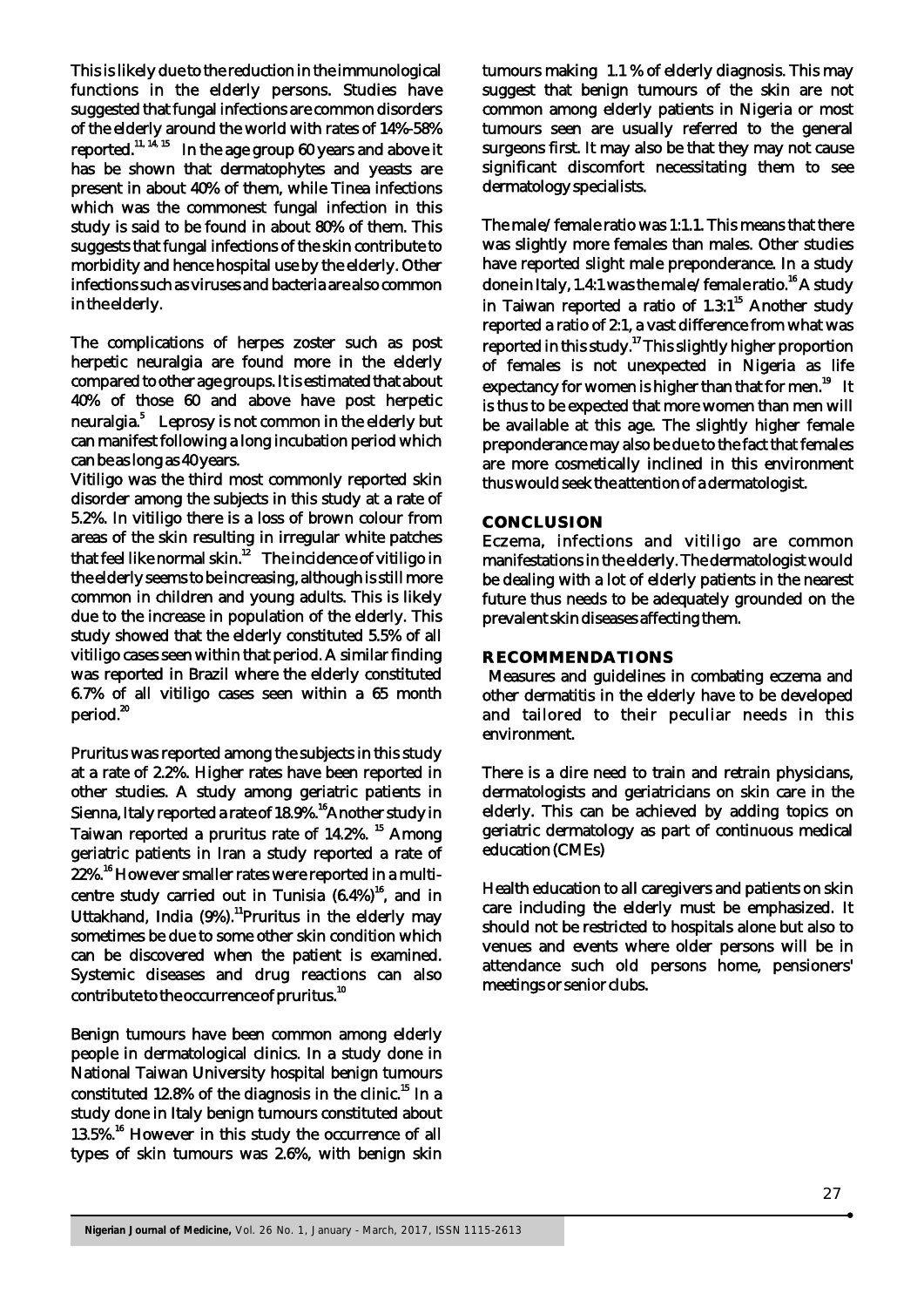This is likely due to the reduction in the immunological functions in the elderly persons. Studies have suggested that fungal infections are common disorders of the elderly around the world with rates of 14%-58% reported.[11, 14, 15] In the age group 60 years and above it has be shown that dermatophytes and yeasts are present in about 40% of them, while Tinea infections which was the commonest fungal infection in this study is said to be found in about 80% of them. This suggests that fungal infections of the skin contribute to morbidity and hence hospital use by the elderly. Other infections such as viruses and bacteria are also common in the elderly.

The complications of herpes zoster such as post herpetic neuralgia are found more in the elderly compared to other age groups. It is estimated that about 40% of those 60 and above have post herpetic neuralgia.[5] Leprosy is not common in the elderly but can manifest following a long incubation period which can be as long as 40 years.

Vitiligo was the third most commonly reported skin disorder among the subjects in this study at a rate of 5.2%. In vitiligo there is a loss of brown colour from areas of the skin resulting in irregular white patches that feel like normal skin.[12] The incidence of vitiligo in the elderly seems to be increasing, although is still more common in children and young adults. This is likely due to the increase in population of the elderly. This study showed that the elderly constituted 5.5% of all vitiligo cases seen within that period. A similar finding was reported in Brazil where the elderly constituted 6.7% of all vitiligo cases seen within a 65 month period.[20]

Pruritus was reported among the subjects in this study at a rate of 2.2%. Higher rates have been reported in other studies. A study among geriatric patients in Sienna, Italy reported a rate of 18.9%.[16] Another study in Taiwan reported a pruritus rate of 14.2%.[15] Among geriatric patients in Iran a study reported a rate of 22%.[16] However smaller rates were reported in a multi-centre study carried out in Tunisia (6.4%)[16], and in Uttakhand, India (9%).[11] Pruritus in the elderly may sometimes be due to some other skin condition which can be discovered when the patient is examined. Systemic diseases and drug reactions can also contribute to the occurrence of pruritus.[10]

Benign tumours have been common among elderly people in dermatological clinics. In a study done in National Taiwan University hospital benign tumours constituted 12.8% of the diagnosis in the clinic.[15] In a study done in Italy benign tumours constituted about 13.5%.[16] However in this study the occurrence of all types of skin tumours was 2.6%, with benign skin tumours making 1.1 % of elderly diagnosis. This may suggest that benign tumours of the skin are not common among elderly patients in Nigeria or most tumours seen are usually referred to the general surgeons first. It may also be that they may not cause significant discomfort necessitating them to see dermatology specialists.

The male/female ratio was 1:1.1. This means that there was slightly more females than males. Other studies have reported slight male preponderance. In a study done in Italy, 1.4:1 was the male/female ratio.[16] A study in Taiwan reported a ratio of 1.3:1[15] Another study reported a ratio of 2:1, a vast difference from what was reported in this study.[17] This slightly higher proportion of females is not unexpected in Nigeria as life expectancy for women is higher than that for men.[19] It is thus to be expected that more women than men will be available at this age. The slightly higher female preponderance may also be due to the fact that females are more cosmetically inclined in this environment thus would seek the attention of a dermatologist.

## CONCLUSION

Eczema, infections and vitiligo are common manifestations in the elderly. The dermatologist would be dealing with a lot of elderly patients in the nearest future thus needs to be adequately grounded on the prevalent skin diseases affecting them.

## RECOMMENDATIONS

Measures and guidelines in combating eczema and other dermatitis in the elderly have to be developed and tailored to their peculiar needs in this environment.

There is a dire need to train and retrain physicians, dermatologists and geriatricians on skin care in the elderly. This can be achieved by adding topics on geriatric dermatology as part of continuous medical education (CMEs)

Health education to all caregivers and patients on skin care including the elderly must be emphasized. It should not be restricted to hospitals alone but also to venues and events where older persons will be in attendance such old persons home, pensioners' meetings or senior clubs.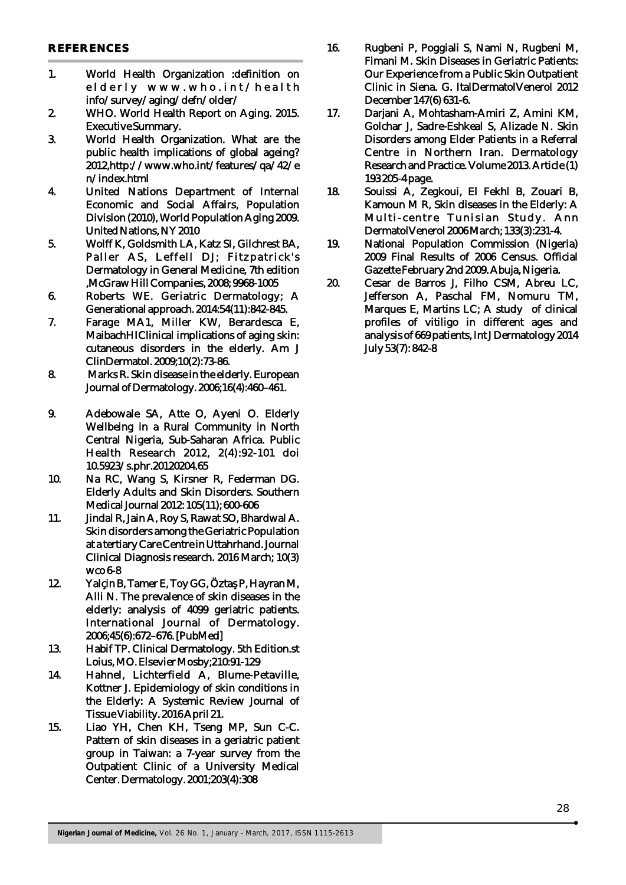## REFERENCES

1. World Health Organization :definition on elderly www.who.int/health info/survey/aging/defn/older/
2. WHO. World Health Report on Aging. 2015. Executive Summary.
3. World Health Organization. What are the public health implications of global ageing? 2012,http://www.who.int/features/qa/42/en/index.html
4. United Nations Department of Internal Economic and Social Affairs, Population Division (2010), World Population Aging 2009. United Nations, NY 2010
5. Wolff K, Goldsmith LA, Katz SI, Gilchrest BA, Paller AS, Leffell DJ; Fitzpatrick's Dermatology in General Medicine, 7th edition ,McGraw Hill Companies, 2008; 9968-1005
6. Roberts WE. Geriatric Dermatology; A Generational approach. 2014:54(11):842-845.
7. Farage MA1, Miller KW, Berardesca E, MaibachHIClinical implications of aging skin: cutaneous disorders in the elderly. Am J ClinDermatol. 2009;10(2):73-86.
8. Marks R. Skin disease in the elderly. European Journal of Dermatology. 2006;16(4):460–461.
9. Adebowale SA, Atte O, Ayeni O. Elderly Wellbeing in a Rural Community in North Central Nigeria, Sub-Saharan Africa. Public Health Research 2012, 2(4):92-101 doi 10.5923/s.phr.20120204.65
10. Na RC, Wang S, Kirsner R, Federman DG. Elderly Adults and Skin Disorders. Southern Medical Journal 2012: 105(11); 600-606
11. Jindal R, Jain A, Roy S, Rawat SO, Bhardwal A. Skin disorders among the Geriatric Population at a tertiary Care Centre in Uttahrhand. Journal Clinical Diagnosis research. 2016 March; 10(3) wco 6-8
12. Yalçin B, Tamer E, Toy GG, Öztaş P, Hayran M, Alli N. The prevalence of skin diseases in the elderly: analysis of 4099 geriatric patients. International Journal of Dermatology. 2006;45(6):672–676. [PubMed]
13. Habif TP. Clinical Dermatology. 5th Edition.st Loius, MO. Elsevier Mosby;210:91-129
14. Hahnel, Lichterfield A, Blume-Petaville, Kottner J. Epidemiology of skin conditions in the Elderly: A Systemic Review Journal of Tissue Viability. 2016 April 21.
15. Liao YH, Chen KH, Tseng MP, Sun C-C. Pattern of skin diseases in a geriatric patient group in Taiwan: a 7-year survey from the Outpatient Clinic of a University Medical Center. Dermatology. 2001;203(4):308
16. Rugbeni P, Poggiali S, Nami N, Rugbeni M, Fimani M. Skin Diseases in Geriatric Patients: Our Experience from a Public Skin Outpatient Clinic in Siena. G. ItalDermatolVenerol 2012 December 147(6) 631-6.
17. Darjani A, Mohtasham-Amiri Z, Amini KM, Golchar J, Sadre-Eshkeal S, Alizade N. Skin Disorders among Elder Patients in a Referral Centre in Northern Iran. Dermatology Research and Practice. Volume 2013. Article (1) 193 205-4 page.
18. Souissi A, Zegkoui, El Fekhl B, Zouari B, Kamoun M R, Skin diseases in the Elderly: A Multi-centre Tunisian Study. Ann DermatolVenerol 2006 March; 133(3):231-4.
19. National Population Commission (Nigeria) 2009 Final Results of 2006 Census. Official Gazette February 2nd 2009. Abuja, Nigeria.
20. Cesar de Barros J, Filho CSM, Abreu LC, Jefferson A, Paschal FM, Nomuru TM, Marques E, Martins LC; A study of clinical profiles of vitiligo in different ages and analysis of 669 patients, Int J Dermatology 2014 July 53(7): 842-8